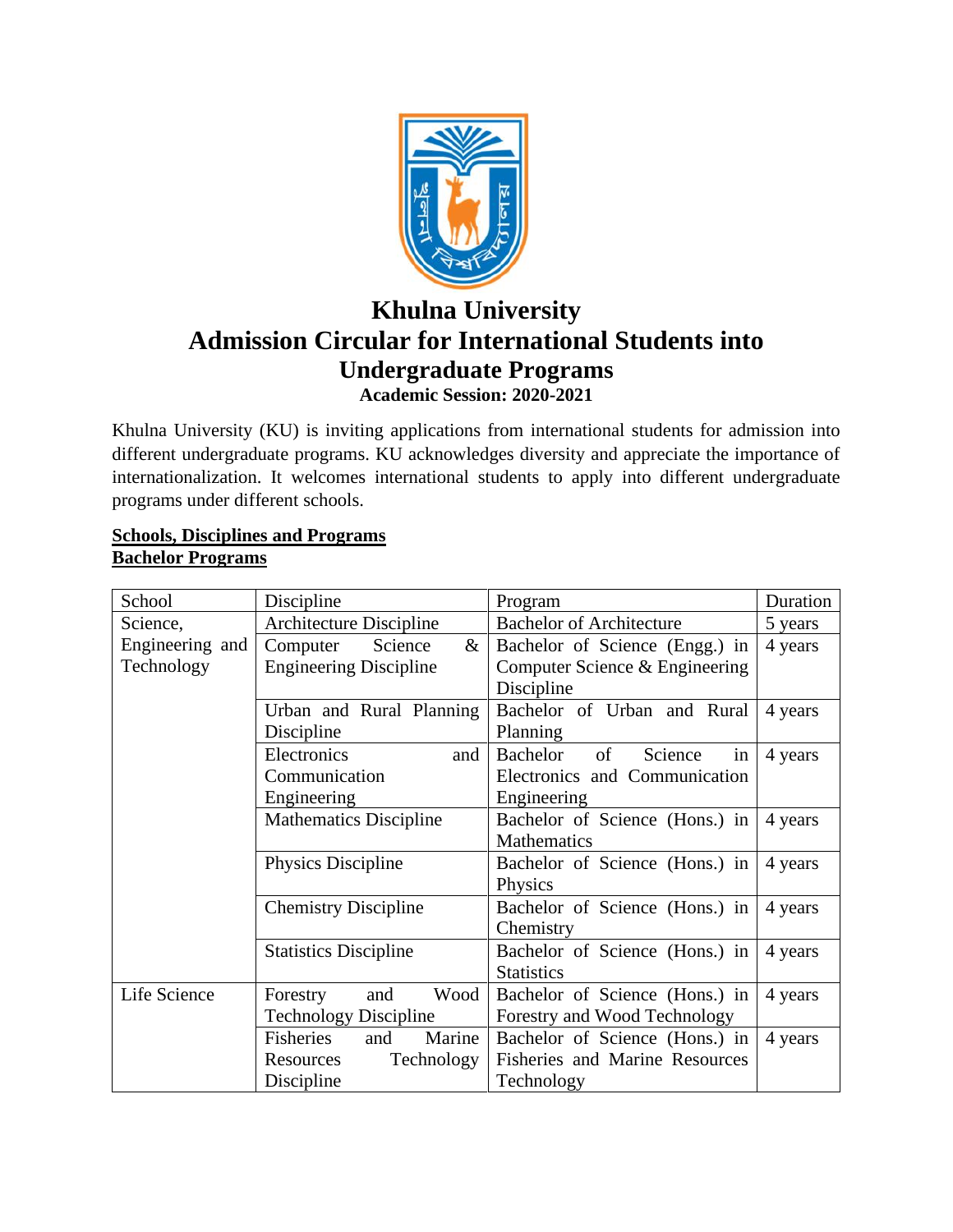# Khulna University

# Admission Circular for International Students into Undergraduate Programs

**Academic Session: 2020-2021**

Khulna University (KU) is inviting applications from international students for admission into different undergraduate programs. KU acknowledges diversity and appreciate the importance of internationalization. It welcomes international students to apply into different undergraduate programs under different schools.

**Schools, Disciplines and Programs**

**Bachelor Programs**

| School | Discipline | Program | Duration |
|---|---|---|---|
| Science, Engineering and Technology | Architecture Discipline | Bachelor of Architecture | 5 years |
| | Computer Science & Engineering Discipline | Bachelor of Science (Engg.) in Computer Science & Engineering Discipline | 4 years |
| | Urban and Rural Planning Discipline | Bachelor of Urban and Rural Planning | 4 years |
| | Electronics and Communication Engineering | Bachelor of Science in Electronics and Communication Engineering | 4 years |
| | Mathematics Discipline | Bachelor of Science (Hons.) in Mathematics | 4 years |
| | Physics Discipline | Bachelor of Science (Hons.) in Physics | 4 years |
| | Chemistry Discipline | Bachelor of Science (Hons.) in Chemistry | 4 years |
| | Statistics Discipline | Bachelor of Science (Hons.) in Statistics | 4 years |
| Life Science | Forestry and Wood Technology Discipline | Bachelor of Science (Hons.) in Forestry and Wood Technology | 4 years |
| | Fisheries and Marine Resources Technology Discipline | Bachelor of Science (Hons.) in Fisheries and Marine Resources Technology | 4 years |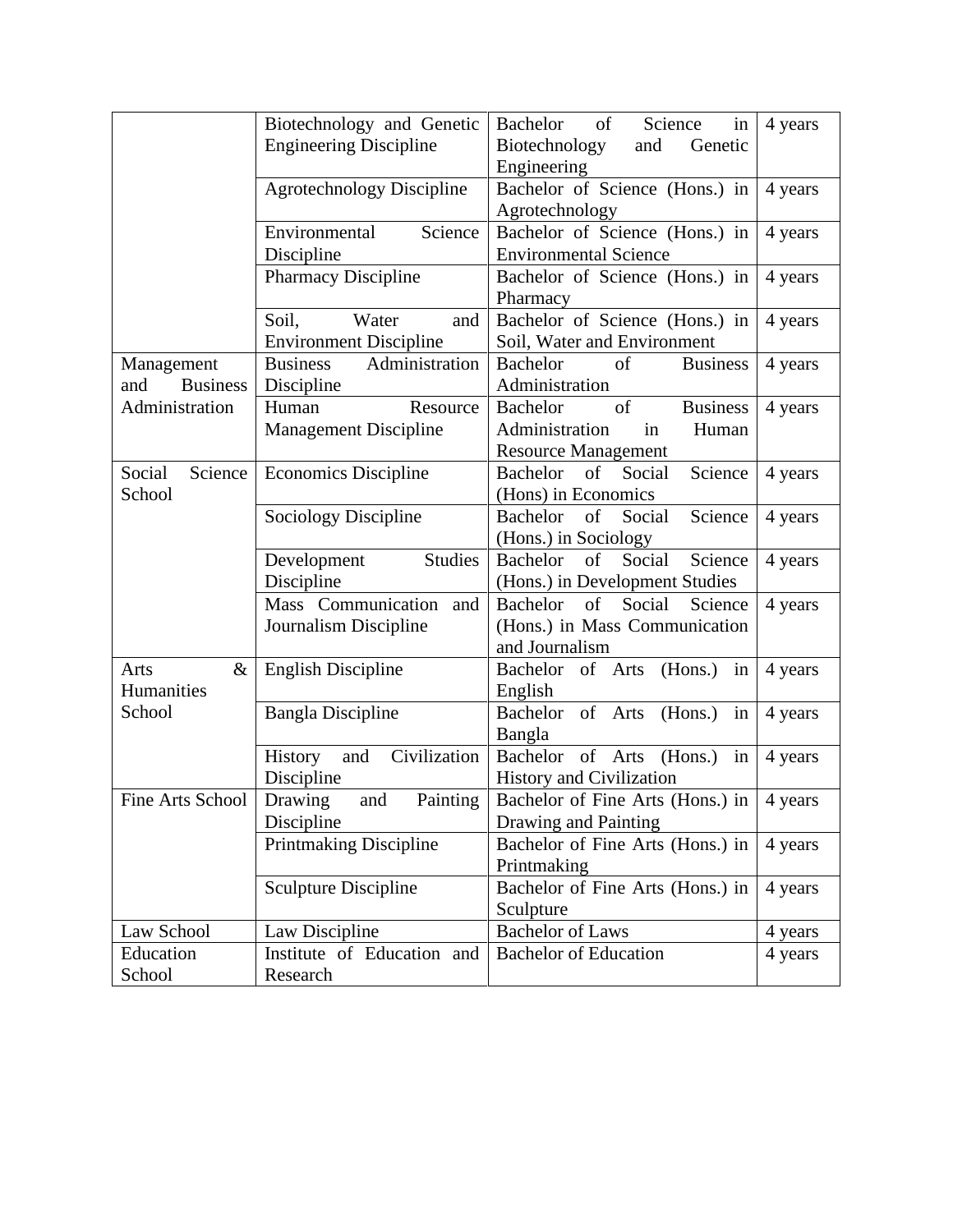| | | | |
|---|---|---|---|
| | Biotechnology and Genetic Engineering Discipline | Bachelor of Science in Biotechnology and Genetic Engineering | 4 years |
| | Agrotechnology Discipline | Bachelor of Science (Hons.) in Agrotechnology | 4 years |
| | Environmental Science Discipline | Bachelor of Science (Hons.) in Environmental Science | 4 years |
| | Pharmacy Discipline | Bachelor of Science (Hons.) in Pharmacy | 4 years |
| | Soil, Water and Environment Discipline | Bachelor of Science (Hons.) in Soil, Water and Environment | 4 years |
| Management and Business Administration | Business Administration Discipline | Bachelor of Business Administration | 4 years |
| | Human Resource Management Discipline | Bachelor of Business Administration in Human Resource Management | 4 years |
| Social Science School | Economics Discipline | Bachelor of Social Science (Hons) in Economics | 4 years |
| | Sociology Discipline | Bachelor of Social Science (Hons.) in Sociology | 4 years |
| | Development Studies Discipline | Bachelor of Social Science (Hons.) in Development Studies | 4 years |
| | Mass Communication and Journalism Discipline | Bachelor of Social Science (Hons.) in Mass Communication and Journalism | 4 years |
| Arts & Humanities School | English Discipline | Bachelor of Arts (Hons.) in English | 4 years |
| | Bangla Discipline | Bachelor of Arts (Hons.) in Bangla | 4 years |
| | History and Civilization Discipline | Bachelor of Arts (Hons.) in History and Civilization | 4 years |
| Fine Arts School | Drawing and Painting Discipline | Bachelor of Fine Arts (Hons.) in Drawing and Painting | 4 years |
| | Printmaking Discipline | Bachelor of Fine Arts (Hons.) in Printmaking | 4 years |
| | Sculpture Discipline | Bachelor of Fine Arts (Hons.) in Sculpture | 4 years |
| Law School | Law Discipline | Bachelor of Laws | 4 years |
| Education School | Institute of Education and Research | Bachelor of Education | 4 years |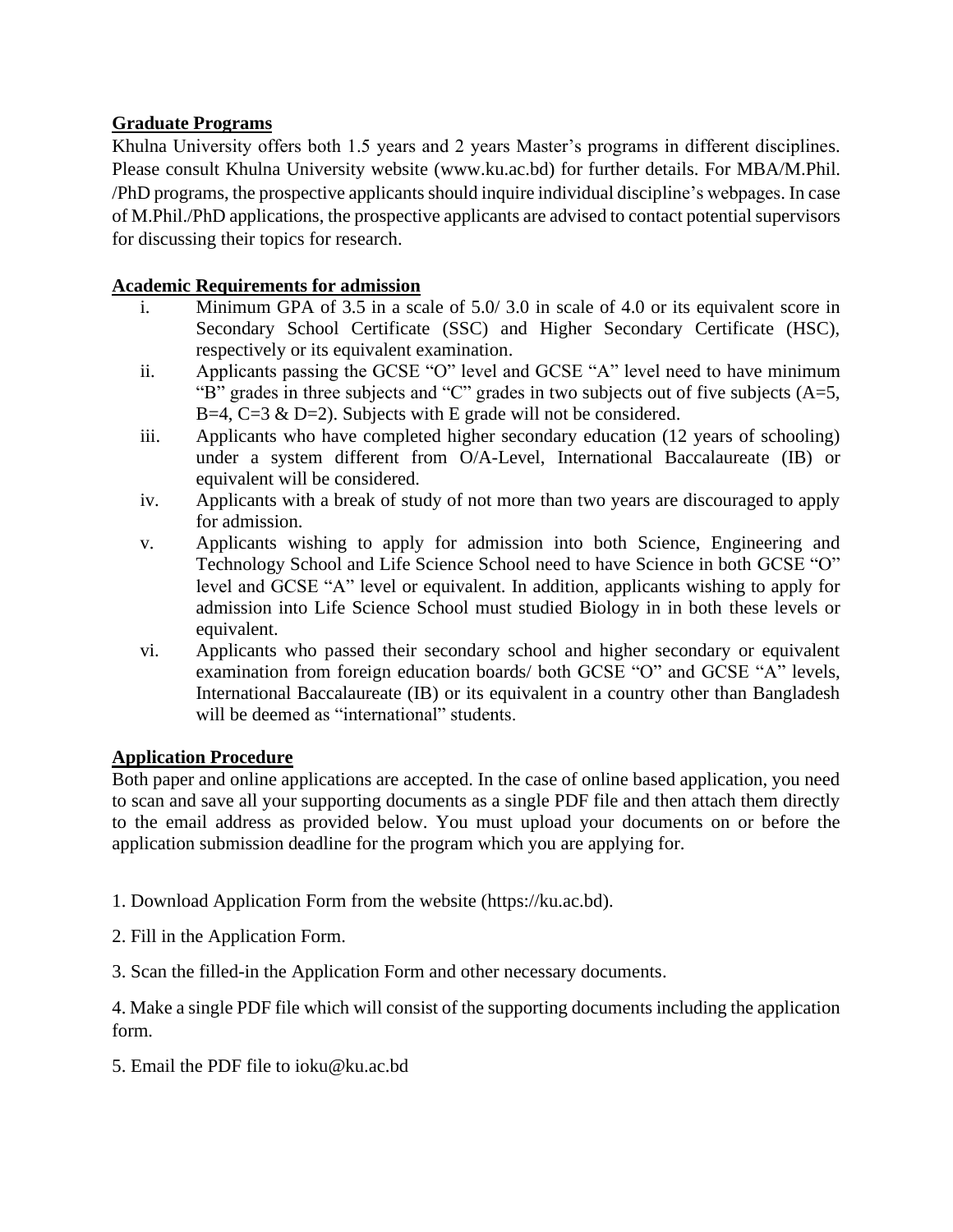**Graduate Programs**

Khulna University offers both 1.5 years and 2 years Master's programs in different disciplines. Please consult Khulna University website (www.ku.ac.bd) for further details. For MBA/M.Phil. /PhD programs, the prospective applicants should inquire individual discipline's webpages. In case of M.Phil./PhD applications, the prospective applicants are advised to contact potential supervisors for discussing their topics for research.

**Academic Requirements for admission**

i. Minimum GPA of 3.5 in a scale of 5.0/ 3.0 in scale of 4.0 or its equivalent score in Secondary School Certificate (SSC) and Higher Secondary Certificate (HSC), respectively or its equivalent examination.

ii. Applicants passing the GCSE "O" level and GCSE "A" level need to have minimum "B" grades in three subjects and "C" grades in two subjects out of five subjects (A=5, B=4, C=3 & D=2). Subjects with E grade will not be considered.

iii. Applicants who have completed higher secondary education (12 years of schooling) under a system different from O/A-Level, International Baccalaureate (IB) or equivalent will be considered.

iv. Applicants with a break of study of not more than two years are discouraged to apply for admission.

v. Applicants wishing to apply for admission into both Science, Engineering and Technology School and Life Science School need to have Science in both GCSE "O" level and GCSE "A" level or equivalent. In addition, applicants wishing to apply for admission into Life Science School must studied Biology in in both these levels or equivalent.

vi. Applicants who passed their secondary school and higher secondary or equivalent examination from foreign education boards/ both GCSE "O" and GCSE "A" levels, International Baccalaureate (IB) or its equivalent in a country other than Bangladesh will be deemed as "international" students.

**Application Procedure**

Both paper and online applications are accepted. In the case of online based application, you need to scan and save all your supporting documents as a single PDF file and then attach them directly to the email address as provided below. You must upload your documents on or before the application submission deadline for the program which you are applying for.

1. Download Application Form from the website (https://ku.ac.bd).

2. Fill in the Application Form.

3. Scan the filled-in the Application Form and other necessary documents.

4. Make a single PDF file which will consist of the supporting documents including the application form.

5. Email the PDF file to ioku@ku.ac.bd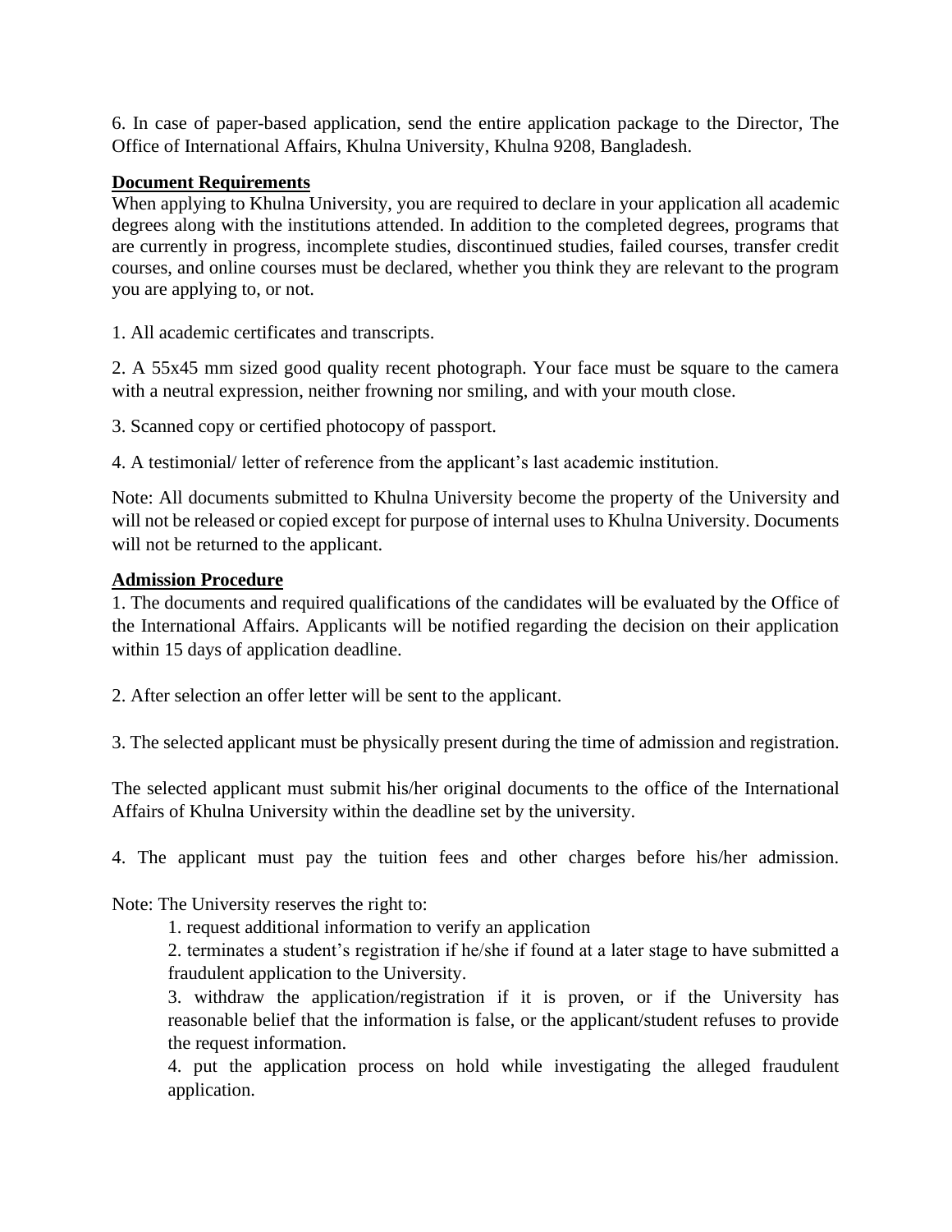6. In case of paper-based application, send the entire application package to the Director, The Office of International Affairs, Khulna University, Khulna 9208, Bangladesh.

## Document Requirements

When applying to Khulna University, you are required to declare in your application all academic degrees along with the institutions attended. In addition to the completed degrees, programs that are currently in progress, incomplete studies, discontinued studies, failed courses, transfer credit courses, and online courses must be declared, whether you think they are relevant to the program you are applying to, or not.

1. All academic certificates and transcripts.

2. A 55x45 mm sized good quality recent photograph. Your face must be square to the camera with a neutral expression, neither frowning nor smiling, and with your mouth close.

3. Scanned copy or certified photocopy of passport.

4. A testimonial/ letter of reference from the applicant's last academic institution.

Note: All documents submitted to Khulna University become the property of the University and will not be released or copied except for purpose of internal uses to Khulna University. Documents will not be returned to the applicant.

## Admission Procedure

1. The documents and required qualifications of the candidates will be evaluated by the Office of the International Affairs. Applicants will be notified regarding the decision on their application within 15 days of application deadline.

2. After selection an offer letter will be sent to the applicant.

3. The selected applicant must be physically present during the time of admission and registration.

The selected applicant must submit his/her original documents to the office of the International Affairs of Khulna University within the deadline set by the university.

4. The applicant must pay the tuition fees and other charges before his/her admission.

Note: The University reserves the right to:

1. request additional information to verify an application
2. terminates a student's registration if he/she if found at a later stage to have submitted a fraudulent application to the University.
3. withdraw the application/registration if it is proven, or if the University has reasonable belief that the information is false, or the applicant/student refuses to provide the request information.
4. put the application process on hold while investigating the alleged fraudulent application.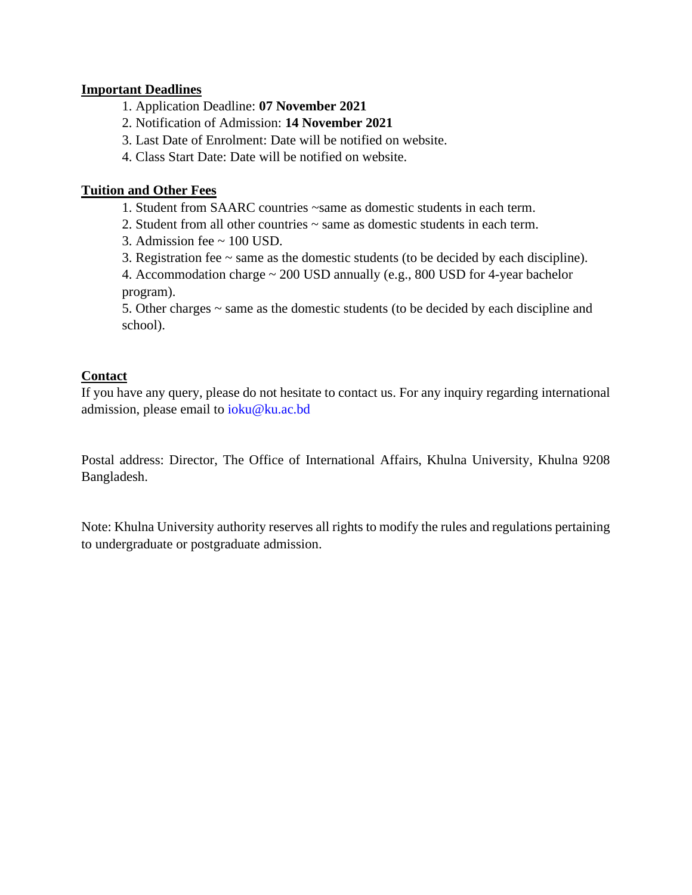**Important Deadlines**

1. Application Deadline: **07 November 2021**
2. Notification of Admission: **14 November 2021**
3. Last Date of Enrolment: Date will be notified on website.
4. Class Start Date: Date will be notified on website.

**Tuition and Other Fees**

1. Student from SAARC countries ~same as domestic students in each term.
2. Student from all other countries ~ same as domestic students in each term.
3. Admission fee ~ 100 USD.
3. Registration fee ~ same as the domestic students (to be decided by each discipline).
4. Accommodation charge ~ 200 USD annually (e.g., 800 USD for 4-year bachelor program).
5. Other charges ~ same as the domestic students (to be decided by each discipline and school).

**Contact**

If you have any query, please do not hesitate to contact us. For any inquiry regarding international admission, please email to ioku@ku.ac.bd

Postal address: Director, The Office of International Affairs, Khulna University, Khulna 9208 Bangladesh.

Note: Khulna University authority reserves all rights to modify the rules and regulations pertaining to undergraduate or postgraduate admission.